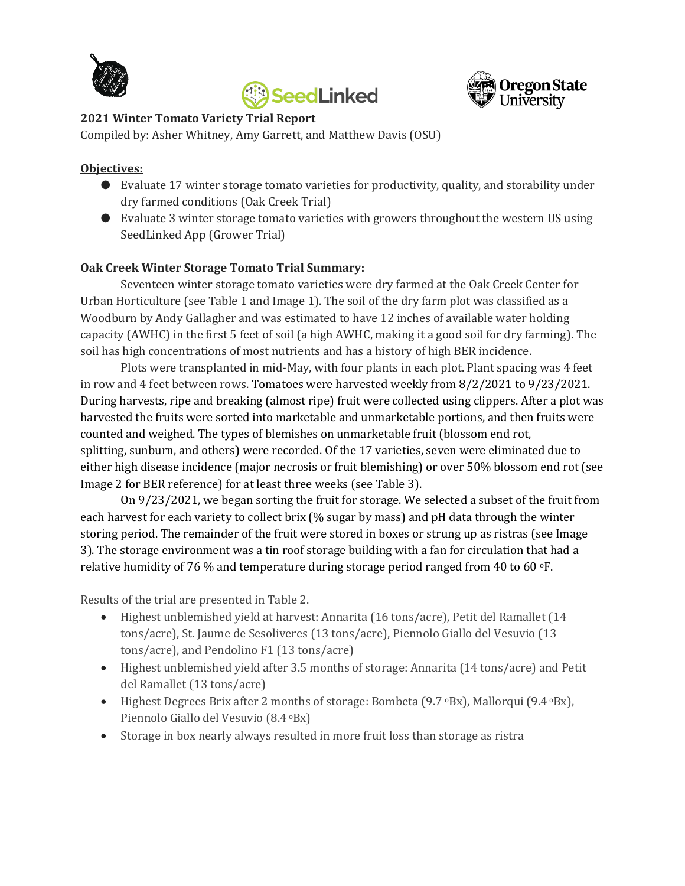**2021 Winter Tomato Variety Trial Report**

Compiled by: Asher Whitney, Amy Garrett, and Matthew Davis (OSU)

**Objectives:**

- Evaluate 17 winter storage tomato varieties for productivity, quality, and storability under dry farmed conditions (Oak Creek Trial)
- Evaluate 3 winter storage tomato varieties with growers throughout the western US using SeedLinked App (Grower Trial)

**Oak Creek Winter Storage Tomato Trial Summary:**

Seventeen winter storage tomato varieties were dry farmed at the Oak Creek Center for Urban Horticulture (see Table 1 and Image 1). The soil of the dry farm plot was classified as a Woodburn by Andy Gallagher and was estimated to have 12 inches of available water holding capacity (AWHC) in the first 5 feet of soil (a high AWHC, making it a good soil for dry farming). The soil has high concentrations of most nutrients and has a history of high BER incidence.

Plots were transplanted in mid-May, with four plants in each plot. Plant spacing was 4 feet in row and 4 feet between rows. Tomatoes were harvested weekly from 8/2/2021 to 9/23/2021. During harvests, ripe and breaking (almost ripe) fruit were collected using clippers. After a plot was harvested the fruits were sorted into marketable and unmarketable portions, and then fruits were counted and weighed. The types of blemishes on unmarketable fruit (blossom end rot, splitting, sunburn, and others) were recorded. Of the 17 varieties, seven were eliminated due to either high disease incidence (major necrosis or fruit blemishing) or over 50% blossom end rot (see Image 2 for BER reference) for at least three weeks (see Table 3).

On 9/23/2021, we began sorting the fruit for storage. We selected a subset of the fruit from each harvest for each variety to collect brix (% sugar by mass) and pH data through the winter storing period. The remainder of the fruit were stored in boxes or strung up as ristras (see Image 3). The storage environment was a tin roof storage building with a fan for circulation that had a relative humidity of 76 % and temperature during storage period ranged from 40 to 60 °F.

Results of the trial are presented in Table 2.

- Highest unblemished yield at harvest: Annarita (16 tons/acre), Petit del Ramallet (14 tons/acre), St. Jaume de Sesoliveres (13 tons/acre), Piennolo Giallo del Vesuvio (13 tons/acre), and Pendolino F1 (13 tons/acre)
- Highest unblemished yield after 3.5 months of storage: Annarita (14 tons/acre) and Petit del Ramallet (13 tons/acre)
- Highest Degrees Brix after 2 months of storage: Bombeta (9.7 °Bx), Mallorqui (9.4 °Bx), Piennolo Giallo del Vesuvio (8.4 °Bx)
- Storage in box nearly always resulted in more fruit loss than storage as ristra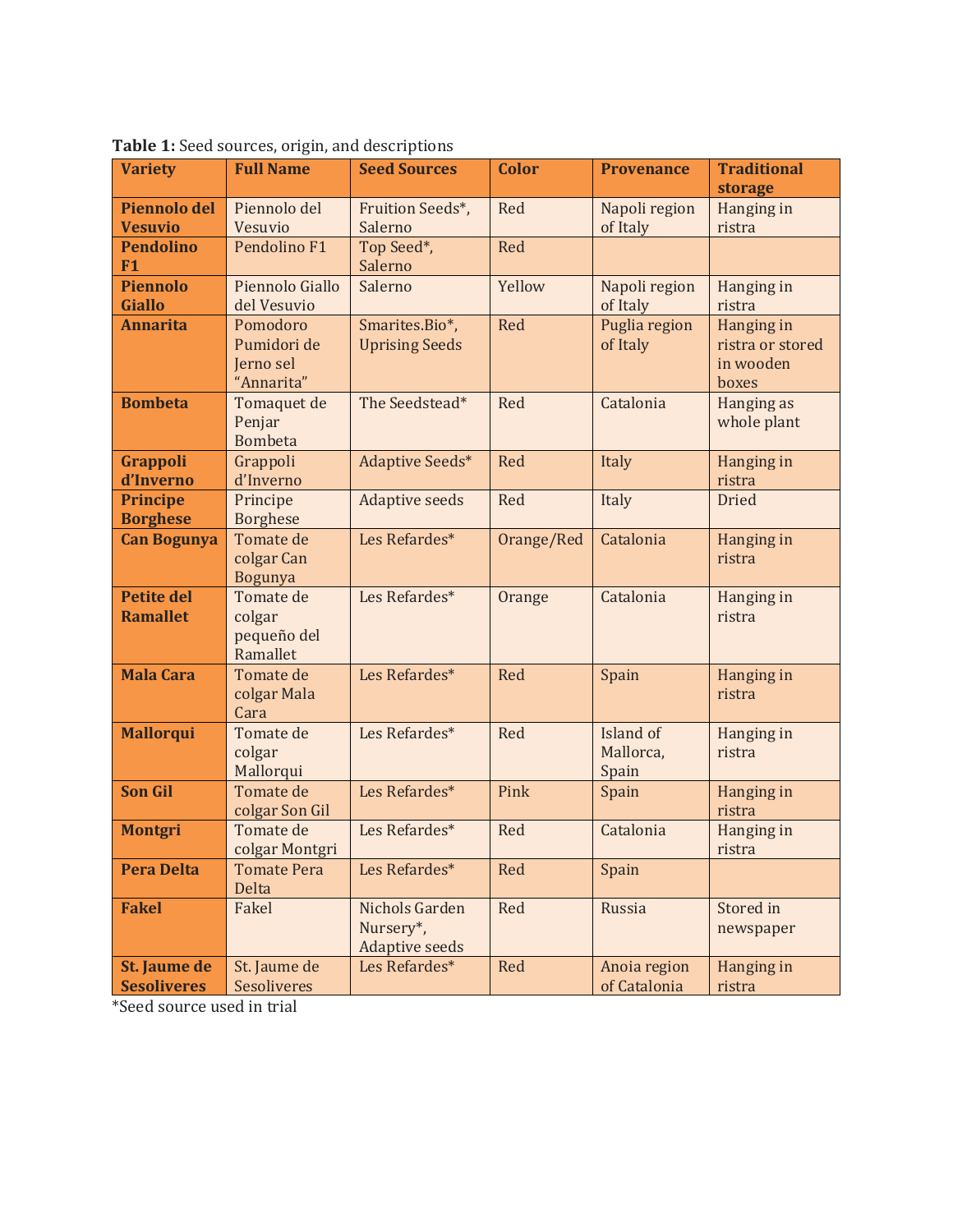**Table 1:** Seed sources, origin, and descriptions

| Variety | Full Name | Seed Sources | Color | Provenance | Traditional storage |
|---|---|---|---|---|---|
| **Piennolo del Vesuvio** | Piennolo del Vesuvio | Fruition Seeds*, Salerno | Red | Napoli region of Italy | Hanging in ristra |
| **Pendolino F1** | Pendolino F1 | Top Seed*, Salerno | Red | | |
| **Piennolo Giallo** | Piennolo Giallo del Vesuvio | Salerno | Yellow | Napoli region of Italy | Hanging in ristra |
| **Annarita** | Pomodoro Pumidori de Jerno sel "Annarita" | Smarites.Bio*, Uprising Seeds | Red | Puglia region of Italy | Hanging in ristra or stored in wooden boxes |
| **Bombeta** | Tomaquet de Penjar Bombeta | The Seedstead* | Red | Catalonia | Hanging as whole plant |
| **Grappoli d'Inverno** | Grappoli d'Inverno | Adaptive Seeds* | Red | Italy | Hanging in ristra |
| **Principe Borghese** | Principe Borghese | Adaptive seeds | Red | Italy | Dried |
| **Can Bogunya** | Tomate de colgar Can Bogunya | Les Refardes* | Orange/Red | Catalonia | Hanging in ristra |
| **Petite del Ramallet** | Tomate de colgar pequeño del Ramallet | Les Refardes* | Orange | Catalonia | Hanging in ristra |
| **Mala Cara** | Tomate de colgar Mala Cara | Les Refardes* | Red | Spain | Hanging in ristra |
| **Mallorqui** | Tomate de colgar Mallorqui | Les Refardes* | Red | Island of Mallorca, Spain | Hanging in ristra |
| **Son Gil** | Tomate de colgar Son Gil | Les Refardes* | Pink | Spain | Hanging in ristra |
| **Montgri** | Tomate de colgar Montgri | Les Refardes* | Red | Catalonia | Hanging in ristra |
| **Pera Delta** | Tomate Pera Delta | Les Refardes* | Red | Spain | |
| **Fakel** | Fakel | Nichols Garden Nursery*, Adaptive seeds | Red | Russia | Stored in newspaper |
| **St. Jaume de Sesoliveres** | St. Jaume de Sesoliveres | Les Refardes* | Red | Anoia region of Catalonia | Hanging in ristra |

*Seed source used in trial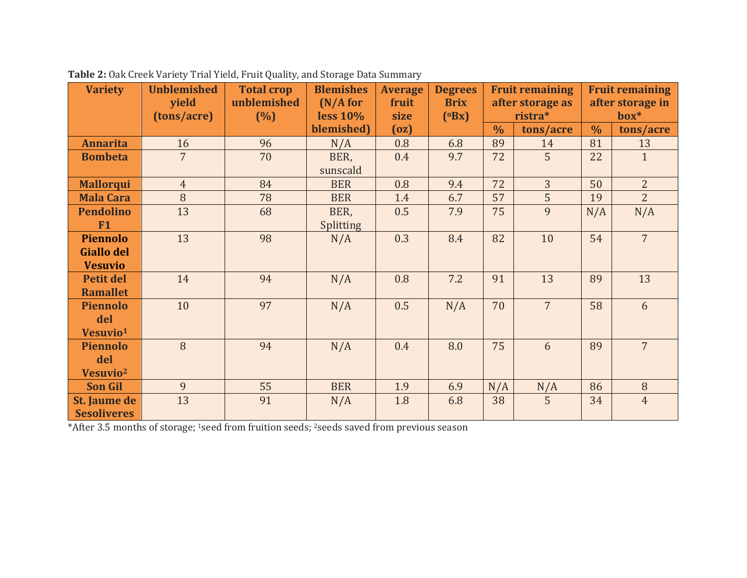**Table 2:** Oak Creek Variety Trial Yield, Fruit Quality, and Storage Data Summary

| Variety | Unblemished yield (tons/acre) | Total crop unblemished (%) | Blemishes (N/A for less 10% blemished) | Average fruit size (oz) | Degrees Brix (ºBx) | Fruit remaining after storage as ristra* | | Fruit remaining after storage in box* | |
|---|---|---|---|---|---|---|---|---|---|
| | | | | | | % | tons/acre | % | tons/acre |
| **Annarita** | 16 | 96 | N/A | 0.8 | 6.8 | 89 | 14 | 81 | 13 |
| **Bombeta** | 7 | 70 | BER, sunscald | 0.4 | 9.7 | 72 | 5 | 22 | 1 |
| **Mallorqui** | 4 | 84 | BER | 0.8 | 9.4 | 72 | 3 | 50 | 2 |
| **Mala Cara** | 8 | 78 | BER | 1.4 | 6.7 | 57 | 5 | 19 | 2 |
| **Pendolino F1** | 13 | 68 | BER, Splitting | 0.5 | 7.9 | 75 | 9 | N/A | N/A |
| **Piennolo Giallo del Vesuvio** | 13 | 98 | N/A | 0.3 | 8.4 | 82 | 10 | 54 | 7 |
| **Petit del Ramallet** | 14 | 94 | N/A | 0.8 | 7.2 | 91 | 13 | 89 | 13 |
| **Piennolo del Vesuvio[1]** | 10 | 97 | N/A | 0.5 | N/A | 70 | 7 | 58 | 6 |
| **Piennolo del Vesuvio[2]** | 8 | 94 | N/A | 0.4 | 8.0 | 75 | 6 | 89 | 7 |
| **Son Gil** | 9 | 55 | BER | 1.9 | 6.9 | N/A | N/A | 86 | 8 |
| **St. Jaume de Sesoliveres** | 13 | 91 | N/A | 1.8 | 6.8 | 38 | 5 | 34 | 4 |

*After 3.5 months of storage; [1]seed from fruition seeds; [2]seeds saved from previous season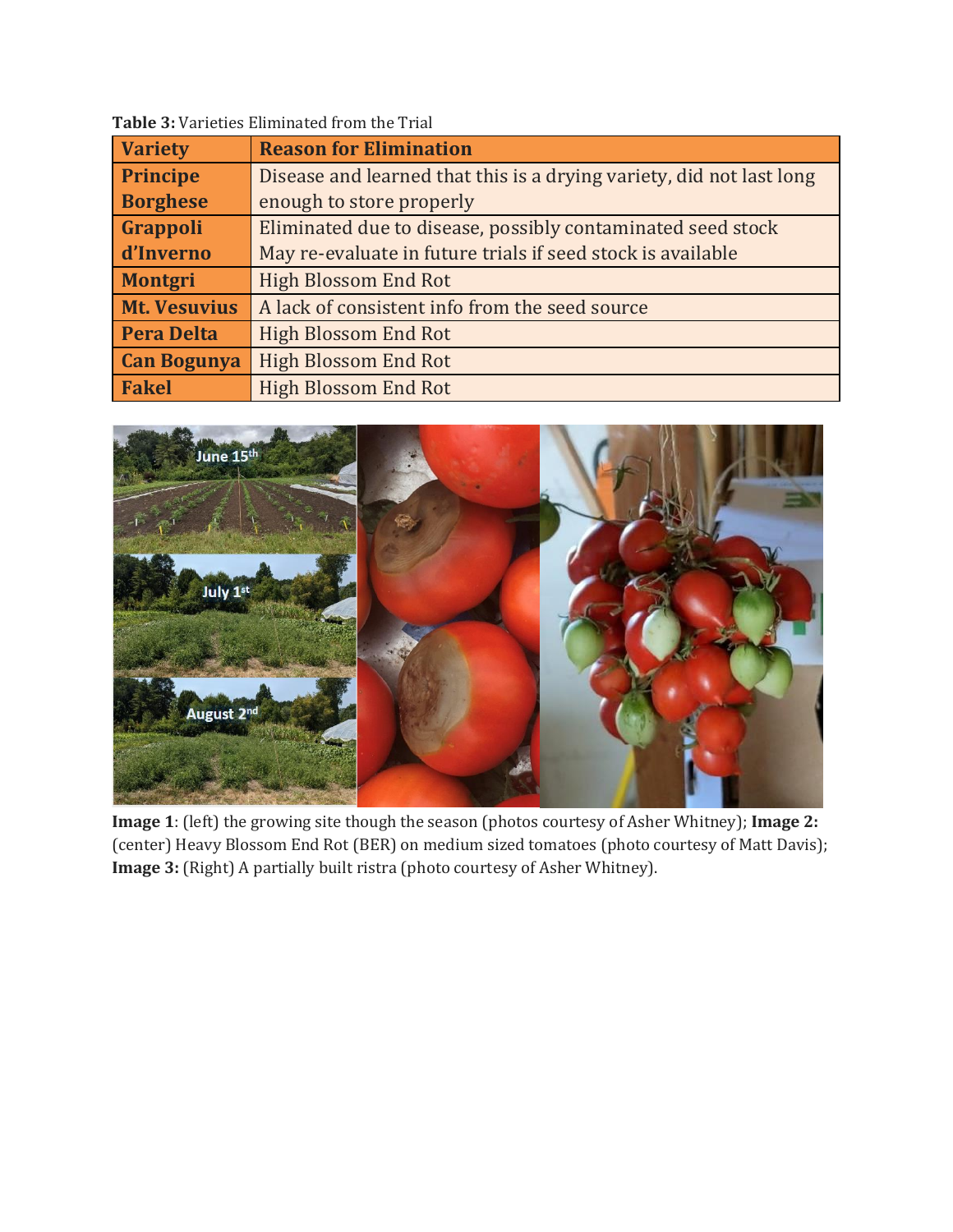**Table 3:** Varieties Eliminated from the Trial

| Variety | Reason for Elimination |
|---|---|
| **Principe Borghese** | Disease and learned that this is a drying variety, did not last long enough to store properly |
| **Grappoli d'Inverno** | Eliminated due to disease, possibly contaminated seed stock May re-evaluate in future trials if seed stock is available |
| **Montgri** | High Blossom End Rot |
| **Mt. Vesuvius** | A lack of consistent info from the seed source |
| **Pera Delta** | High Blossom End Rot |
| **Can Bogunya** | High Blossom End Rot |
| **Fakel** | High Blossom End Rot |

**Image 1**: (left) the growing site though the season (photos courtesy of Asher Whitney); **Image 2:** (center) Heavy Blossom End Rot (BER) on medium sized tomatoes (photo courtesy of Matt Davis); **Image 3:** (Right) A partially built ristra (photo courtesy of Asher Whitney).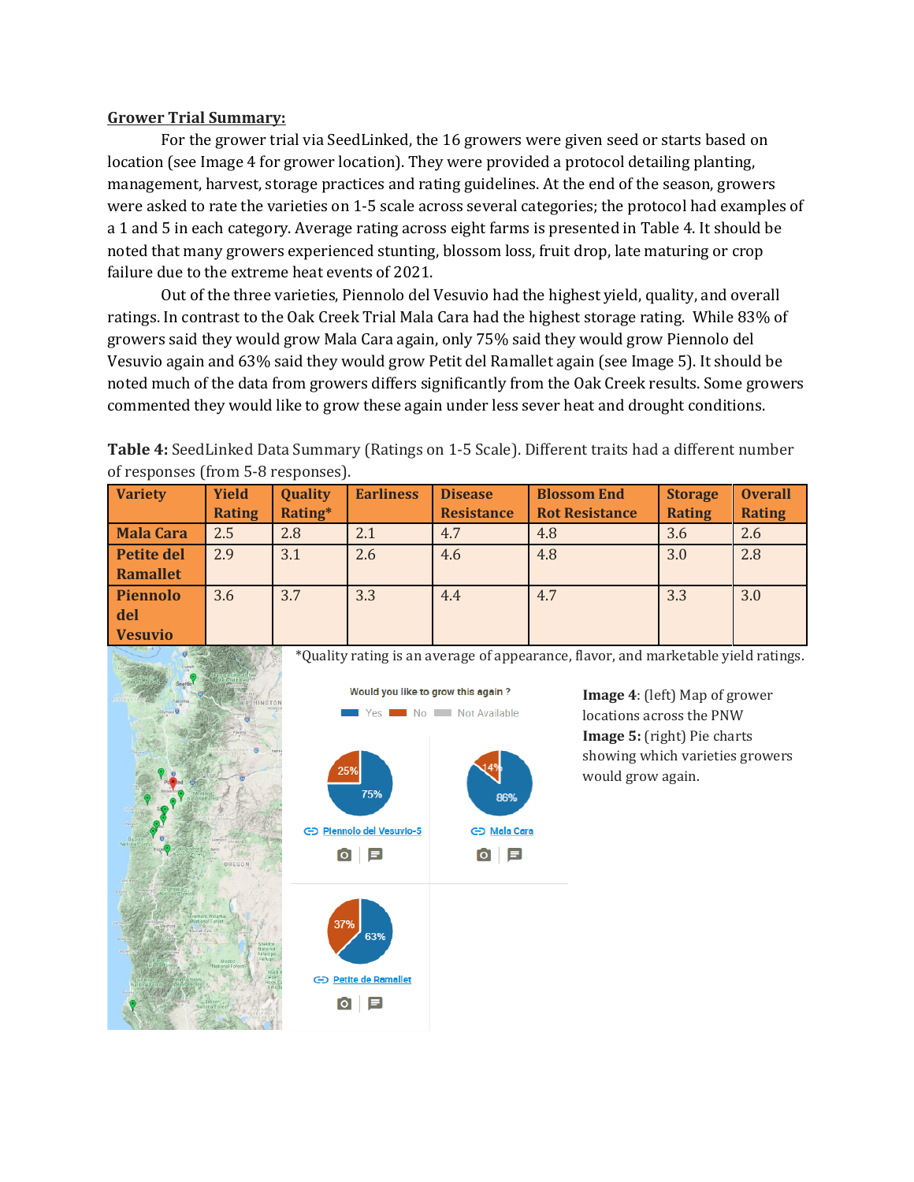**Grower Trial Summary:**

For the grower trial via SeedLinked, the 16 growers were given seed or starts based on location (see Image 4 for grower location). They were provided a protocol detailing planting, management, harvest, storage practices and rating guidelines. At the end of the season, growers were asked to rate the varieties on 1-5 scale across several categories; the protocol had examples of a 1 and 5 in each category. Average rating across eight farms is presented in Table 4. It should be noted that many growers experienced stunting, blossom loss, fruit drop, late maturing or crop failure due to the extreme heat events of 2021.

Out of the three varieties, Piennolo del Vesuvio had the highest yield, quality, and overall ratings. In contrast to the Oak Creek Trial Mala Cara had the highest storage rating. While 83% of growers said they would grow Mala Cara again, only 75% said they would grow Piennolo del Vesuvio again and 63% said they would grow Petit del Ramallet again (see Image 5). It should be noted much of the data from growers differs significantly from the Oak Creek results. Some growers commented they would like to grow these again under less sever heat and drought conditions.

**Table 4:** SeedLinked Data Summary (Ratings on 1-5 Scale). Different traits had a different number of responses (from 5-8 responses).

| Variety | Yield Rating | Quality Rating* | Earliness | Disease Resistance | Blossom End Rot Resistance | Storage Rating | Overall Rating |
|---|---|---|---|---|---|---|---|
| Mala Cara | 2.5 | 2.8 | 2.1 | 4.7 | 4.8 | 3.6 | 2.6 |
| Petite del Ramallet | 2.9 | 3.1 | 2.6 | 4.6 | 4.8 | 3.0 | 2.8 |
| Piennolo del Vesuvio | 3.6 | 3.7 | 3.3 | 4.4 | 4.7 | 3.3 | 3.0 |

*Quality rating is an average of appearance, flavor, and marketable yield ratings.

**Image 4**: (left) Map of grower locations across the PNW

**Image 5:** (right) Pie charts showing which varieties growers would grow again.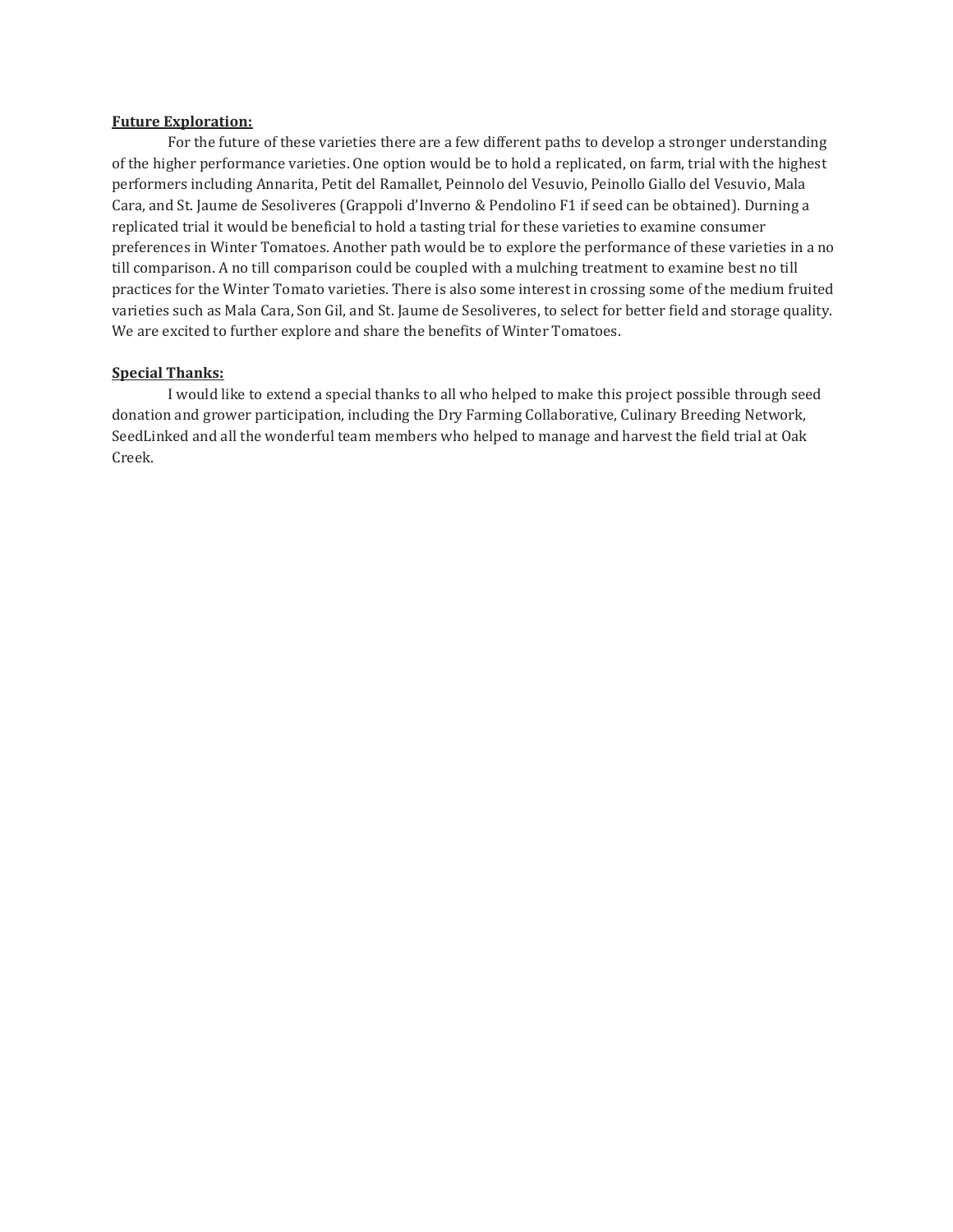**Future Exploration:**

For the future of these varieties there are a few different paths to develop a stronger understanding of the higher performance varieties. One option would be to hold a replicated, on farm, trial with the highest performers including Annarita, Petit del Ramallet, Peinnolo del Vesuvio, Peinollo Giallo del Vesuvio, Mala Cara, and St. Jaume de Sesoliveres (Grappoli d'Inverno & Pendolino F1 if seed can be obtained). Durning a replicated trial it would be beneficial to hold a tasting trial for these varieties to examine consumer preferences in Winter Tomatoes. Another path would be to explore the performance of these varieties in a no till comparison. A no till comparison could be coupled with a mulching treatment to examine best no till practices for the Winter Tomato varieties. There is also some interest in crossing some of the medium fruited varieties such as Mala Cara, Son Gil, and St. Jaume de Sesoliveres, to select for better field and storage quality. We are excited to further explore and share the benefits of Winter Tomatoes.

**Special Thanks:**

I would like to extend a special thanks to all who helped to make this project possible through seed donation and grower participation, including the Dry Farming Collaborative, Culinary Breeding Network, SeedLinked and all the wonderful team members who helped to manage and harvest the field trial at Oak Creek.